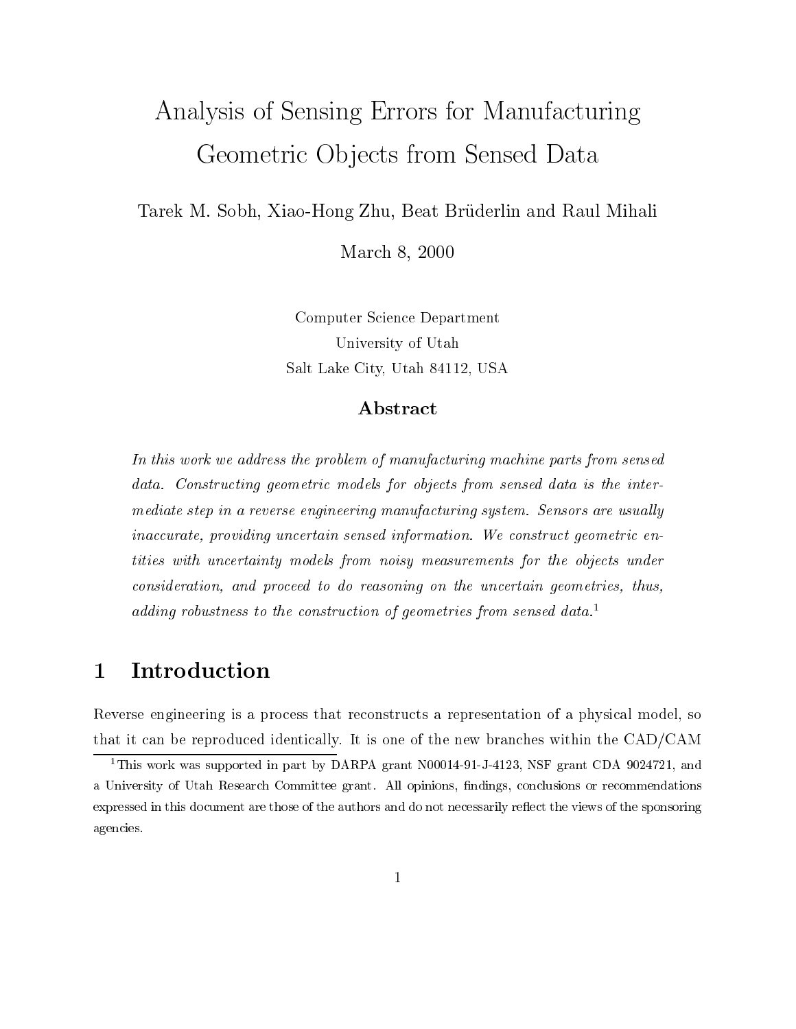# Analysis of Sensing Errors for Manufacturing Geometric Objects from Sensed Data

Tarek M. Sobh, Xiao-Hong Zhu, Beat Brüderlin and Raul Mihali

March 8, 2000

Computer Science Department
University of Utah
Salt Lake City, Utah 84112, USA

### Abstract

*In this work we address the problem of manufacturing machine parts from sensed data. Constructing geometric models for objects from sensed data is the intermediate step in a reverse engineering manufacturing system. Sensors are usually inaccurate, providing uncertain sensed information. We construct geometric entities with uncertainty models from noisy measurements for the objects under consideration, and proceed to do reasoning on the uncertain geometries, thus, adding robustness to the construction of geometries from sensed data.*[1]

## 1 Introduction

Reverse engineering is a process that reconstructs a representation of a physical model, so that it can be reproduced identically. It is one of the new branches within the CAD/CAM

[1] This work was supported in part by DARPA grant N00014-91-J-4123, NSF grant CDA 9024721, and a University of Utah Research Committee grant. All opinions, findings, conclusions or recommendations expressed in this document are those of the authors and do not necessarily reflect the views of the sponsoring agencies.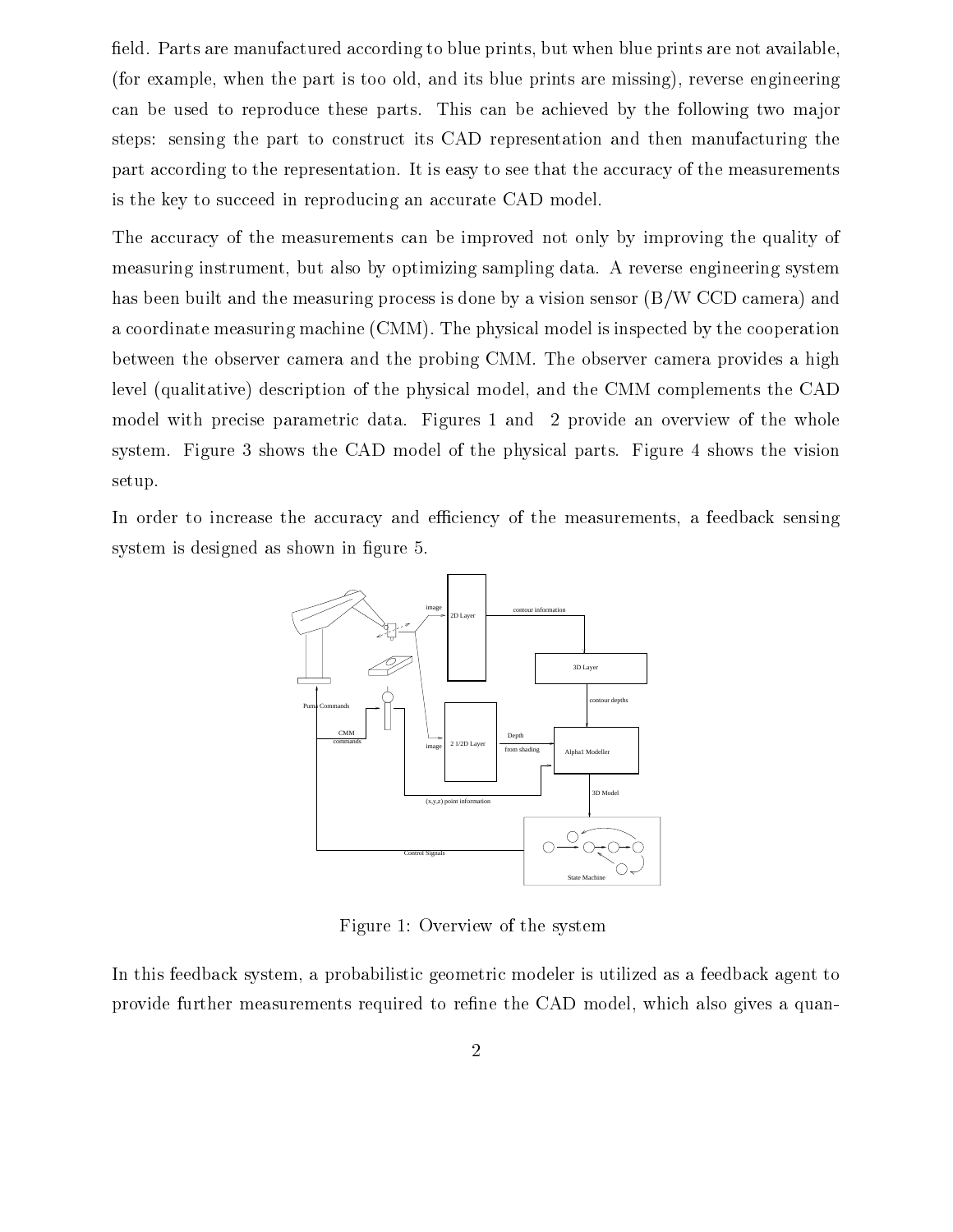field. Parts are manufactured according to blue prints, but when blue prints are not available, (for example, when the part is too old, and its blue prints are missing), reverse engineering can be used to reproduce these parts. This can be achieved by the following two major steps: sensing the part to construct its CAD representation and then manufacturing the part according to the representation. It is easy to see that the accuracy of the measurements is the key to succeed in reproducing an accurate CAD model.

The accuracy of the measurements can be improved not only by improving the quality of measuring instrument, but also by optimizing sampling data. A reverse engineering system has been built and the measuring process is done by a vision sensor (B/W CCD camera) and a coordinate measuring machine (CMM). The physical model is inspected by the cooperation between the observer camera and the probing CMM. The observer camera provides a high level (qualitative) description of the physical model, and the CMM complements the CAD model with precise parametric data. Figures 1 and 2 provide an overview of the whole system. Figure 3 shows the CAD model of the physical parts. Figure 4 shows the vision setup.

In order to increase the accuracy and efficiency of the measurements, a feedback sensing system is designed as shown in figure 5.

Figure 1: Overview of the system

In this feedback system, a probabilistic geometric modeler is utilized as a feedback agent to provide further measurements required to refine the CAD model, which also gives a quan-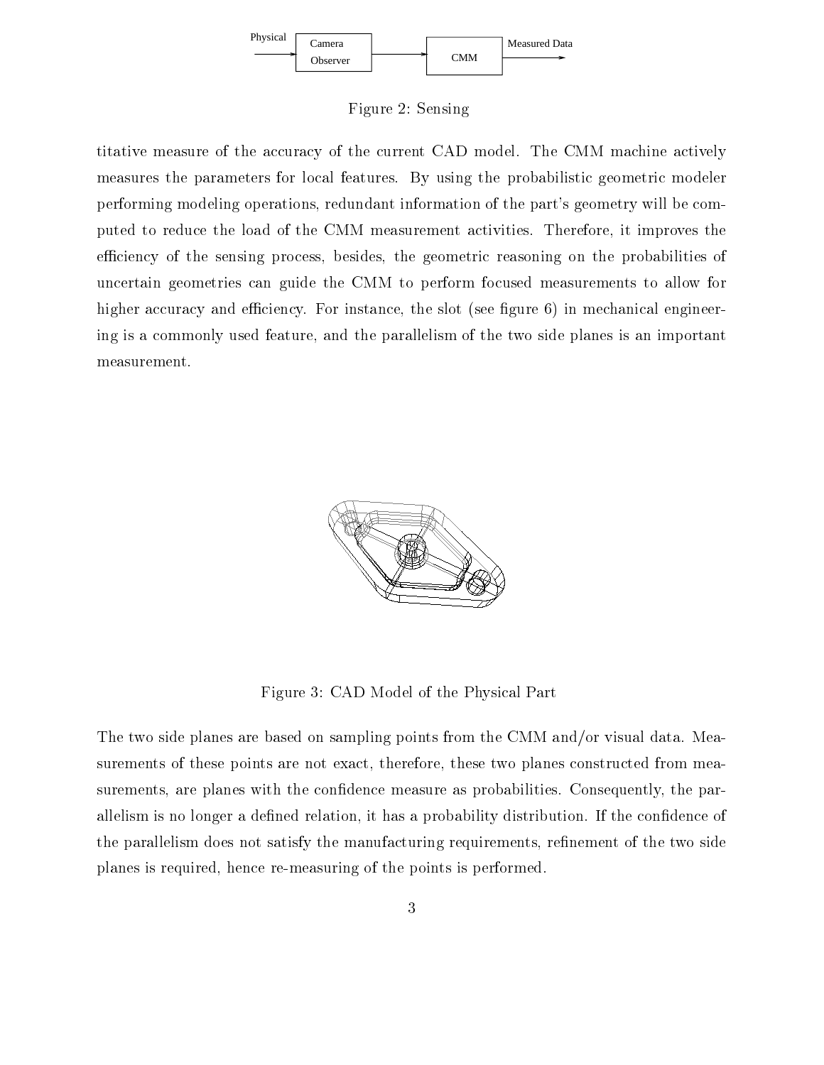Physical → Camera Observer → CMM → Measured Data

Figure 2: Sensing

titative measure of the accuracy of the current CAD model. The CMM machine actively measures the parameters for local features. By using the probabilistic geometric modeler performing modeling operations, redundant information of the part's geometry will be computed to reduce the load of the CMM measurement activities. Therefore, it improves the efficiency of the sensing process, besides, the geometric reasoning on the probabilities of uncertain geometries can guide the CMM to perform focused measurements to allow for higher accuracy and efficiency. For instance, the slot (see figure 6) in mechanical engineering is a commonly used feature, and the parallelism of the two side planes is an important measurement.

Figure 3: CAD Model of the Physical Part

The two side planes are based on sampling points from the CMM and/or visual data. Measurements of these points are not exact, therefore, these two planes constructed from measurements, are planes with the confidence measure as probabilities. Consequently, the parallelism is no longer a defined relation, it has a probability distribution. If the confidence of the parallelism does not satisfy the manufacturing requirements, refinement of the two side planes is required, hence re-measuring of the points is performed.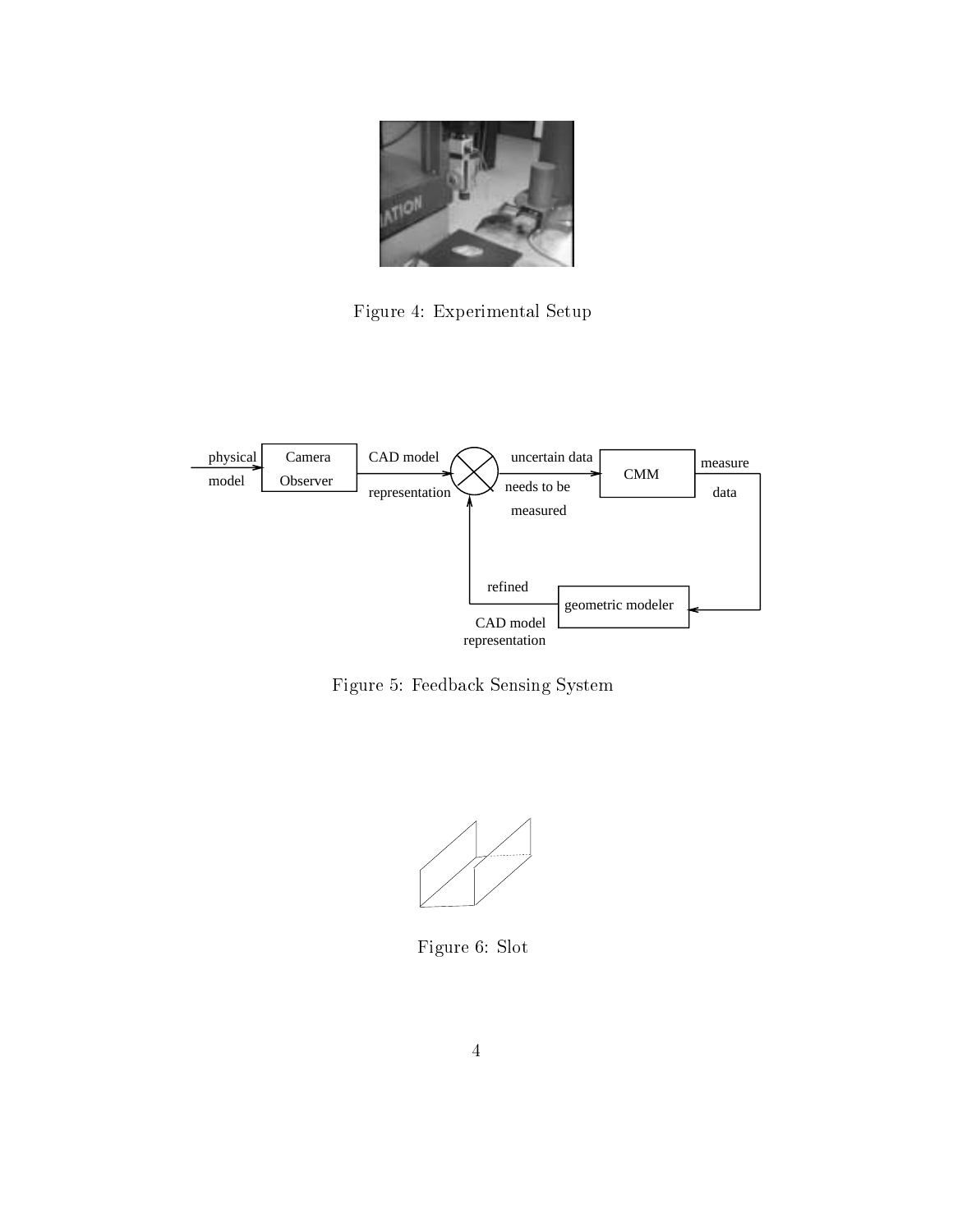Figure 4: Experimental Setup

Figure 5: Feedback Sensing System

Figure 6: Slot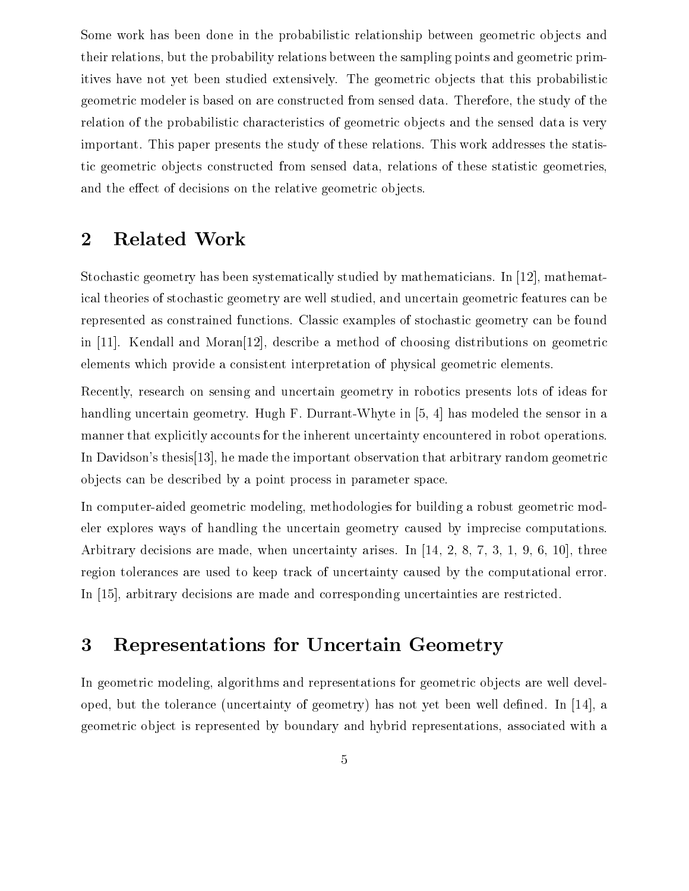Some work has been done in the probabilistic relationship between geometric objects and their relations, but the probability relations between the sampling points and geometric primitives have not yet been studied extensively. The geometric objects that this probabilistic geometric modeler is based on are constructed from sensed data. Therefore, the study of the relation of the probabilistic characteristics of geometric objects and the sensed data is very important. This paper presents the study of these relations. This work addresses the statistic geometric objects constructed from sensed data, relations of these statistic geometries, and the effect of decisions on the relative geometric objects.

## 2 Related Work

Stochastic geometry has been systematically studied by mathematicians. In [12], mathematical theories of stochastic geometry are well studied, and uncertain geometric features can be represented as constrained functions. Classic examples of stochastic geometry can be found in [11]. Kendall and Moran[12], describe a method of choosing distributions on geometric elements which provide a consistent interpretation of physical geometric elements.

Recently, research on sensing and uncertain geometry in robotics presents lots of ideas for handling uncertain geometry. Hugh F. Durrant-Whyte in [5, 4] has modeled the sensor in a manner that explicitly accounts for the inherent uncertainty encountered in robot operations. In Davidson's thesis[13], he made the important observation that arbitrary random geometric objects can be described by a point process in parameter space.

In computer-aided geometric modeling, methodologies for building a robust geometric modeler explores ways of handling the uncertain geometry caused by imprecise computations. Arbitrary decisions are made, when uncertainty arises. In [14, 2, 8, 7, 3, 1, 9, 6, 10], three region tolerances are used to keep track of uncertainty caused by the computational error. In [15], arbitrary decisions are made and corresponding uncertainties are restricted.

## 3 Representations for Uncertain Geometry

In geometric modeling, algorithms and representations for geometric objects are well developed, but the tolerance (uncertainty of geometry) has not yet been well defined. In [14], a geometric object is represented by boundary and hybrid representations, associated with a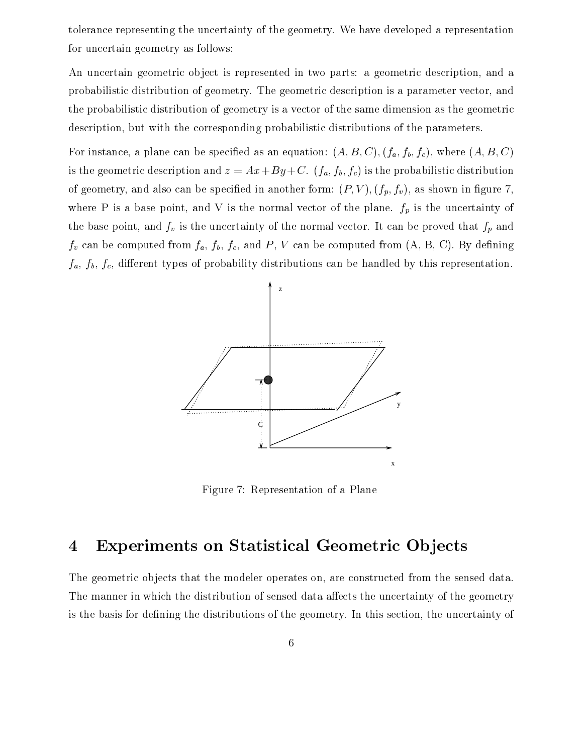tolerance representing the uncertainty of the geometry. We have developed a representation for uncertain geometry as follows:

An uncertain geometric object is represented in two parts: a geometric description, and a probabilistic distribution of geometry. The geometric description is a parameter vector, and the probabilistic distribution of geometry is a vector of the same dimension as the geometric description, but with the corresponding probabilistic distributions of the parameters.

For instance, a plane can be specified as an equation: $(A, B, C), (f_a, f_b, f_c)$, where $(A, B, C)$ is the geometric description and $z = Ax + By + C$. $(f_a, f_b, f_c)$ is the probabilistic distribution of geometry, and also can be specified in another form: $(P, V), (f_p, f_v)$, as shown in figure 7, where P is a base point, and V is the normal vector of the plane. $f_p$ is the uncertainty of the base point, and $f_v$ is the uncertainty of the normal vector. It can be proved that $f_p$ and $f_v$ can be computed from $f_a$, $f_b$, $f_c$, and $P$, $V$ can be computed from (A, B, C). By defining $f_a$, $f_b$, $f_c$, different types of probability distributions can be handled by this representation.

Figure 7: Representation of a Plane

# 4 Experiments on Statistical Geometric Objects

The geometric objects that the modeler operates on, are constructed from the sensed data. The manner in which the distribution of sensed data affects the uncertainty of the geometry is the basis for defining the distributions of the geometry. In this section, the uncertainty of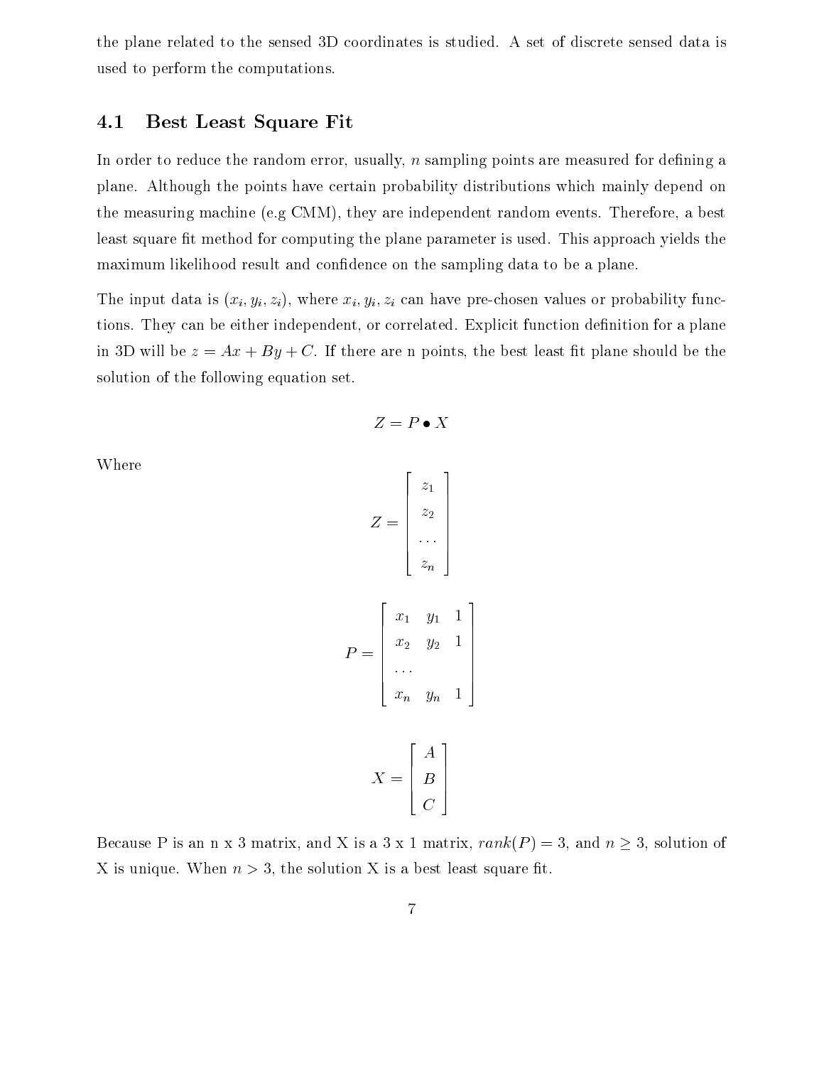the plane related to the sensed 3D coordinates is studied. A set of discrete sensed data is used to perform the computations.

## 4.1 Best Least Square Fit

In order to reduce the random error, usually, $n$ sampling points are measured for defining a plane. Although the points have certain probability distributions which mainly depend on the measuring machine (e.g CMM), they are independent random events. Therefore, a best least square fit method for computing the plane parameter is used. This approach yields the maximum likelihood result and confidence on the sampling data to be a plane.

The input data is $(x_i, y_i, z_i)$, where $x_i, y_i, z_i$ can have pre-chosen values or probability functions. They can be either independent, or correlated. Explicit function definition for a plane in 3D will be $z = Ax + By + C$. If there are n points, the best least fit plane should be the solution of the following equation set.

$$Z = P \bullet X$$

Where

$$Z = \begin{bmatrix} z_1 \\ z_2 \\ \ldots \\ z_n \end{bmatrix}$$

$$P = \begin{bmatrix} x_1 & y_1 & 1 \\ x_2 & y_2 & 1 \\ \ldots & & \\ x_n & y_n & 1 \end{bmatrix}$$

$$X = \begin{bmatrix} A \\ B \\ C \end{bmatrix}$$

Because P is an n x 3 matrix, and X is a 3 x 1 matrix, $rank(P) = 3$, and $n \geq 3$, solution of X is unique. When $n > 3$, the solution X is a best least square fit.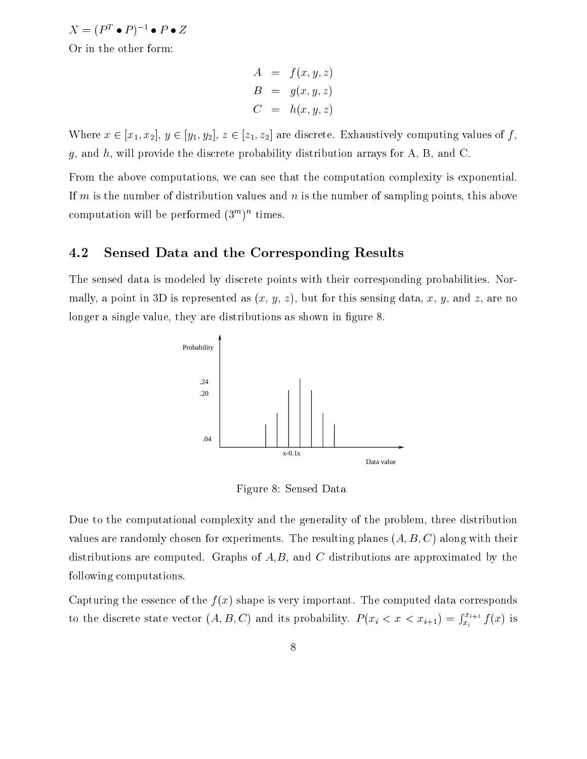$X = (P^T \bullet P)^{-1} \bullet P \bullet Z$

Or in the other form:

$$
\begin{aligned}
A &= f(x, y, z) \\
B &= g(x, y, z) \\
C &= h(x, y, z)
\end{aligned}
$$

Where $x \in [x_1, x_2]$, $y \in [y_1, y_2]$, $z \in [z_1, z_2]$ are discrete. Exhaustively computing values of $f$, $g$, and $h$, will provide the discrete probability distribution arrays for A, B, and C.

From the above computations, we can see that the computation complexity is exponential. If $m$ is the number of distribution values and $n$ is the number of sampling points, this above computation will be performed $(3^m)^n$ times.

## 4.2 Sensed Data and the Corresponding Results

The sensed data is modeled by discrete points with their corresponding probabilities. Normally, a point in 3D is represented as ($x$, $y$, $z$), but for this sensing data, $x$, $y$, and $z$, are no longer a single value, they are distributions as shown in figure 8.

Figure 8: Sensed Data

Due to the computational complexity and the generality of the problem, three distribution values are randomly chosen for experiments. The resulting planes $(A, B, C)$ along with their distributions are computed. Graphs of $A$,$B$, and $C$ distributions are approximated by the following computations.

Capturing the essence of the $f(x)$ shape is very important. The computed data corresponds to the discrete state vector $(A, B, C)$ and its probability. $P(x_i < x < x_{i+1}) = \int_{x_i}^{x_{i+1}} f(x)$ is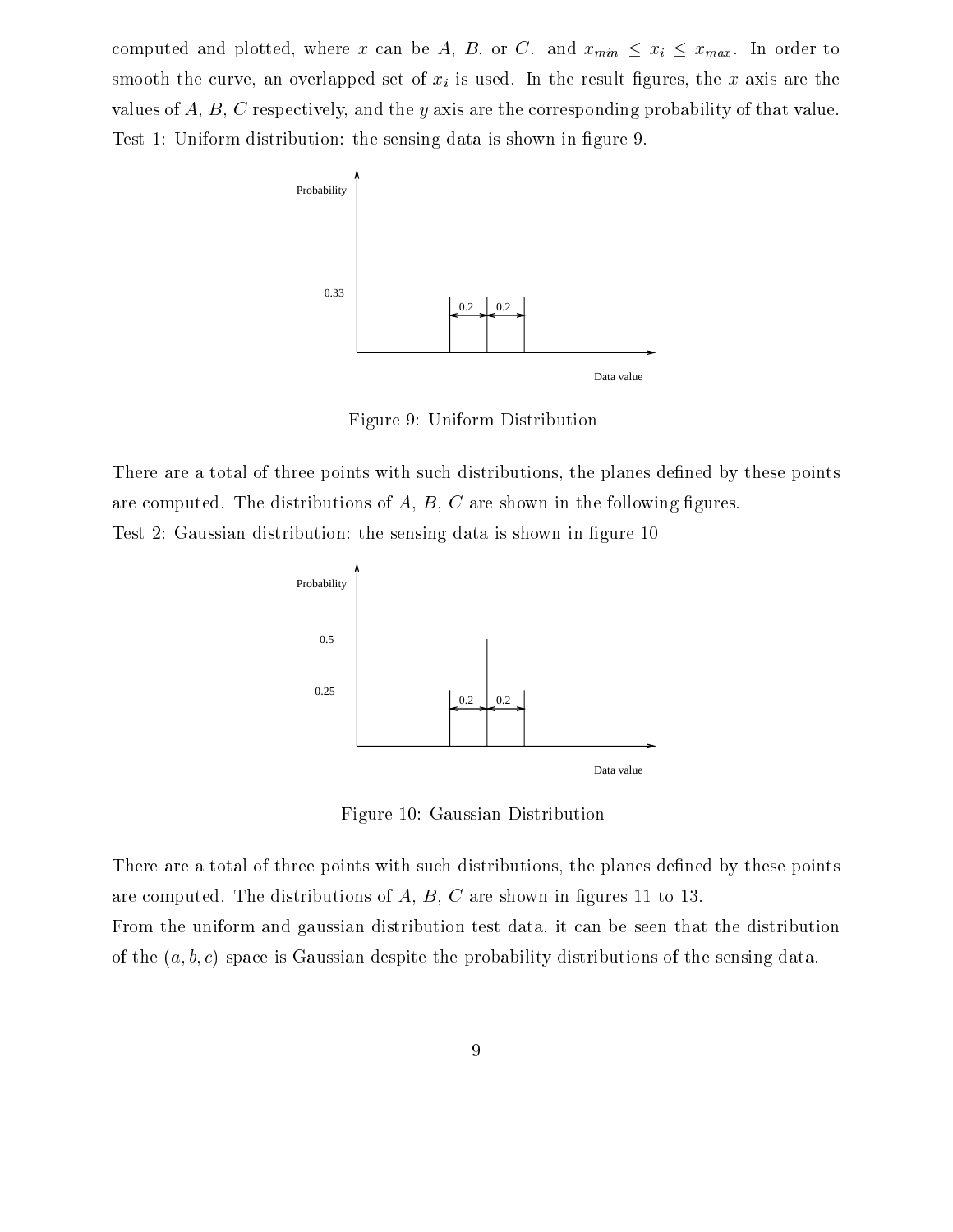computed and plotted, where $x$ can be $A$, $B$, or $C$. and $x_{min} \leq x_i \leq x_{max}$. In order to smooth the curve, an overlapped set of $x_i$ is used. In the result figures, the $x$ axis are the values of $A$, $B$, $C$ respectively, and the $y$ axis are the corresponding probability of that value.
Test 1: Uniform distribution: the sensing data is shown in figure 9.

Figure 9: Uniform Distribution

There are a total of three points with such distributions, the planes defined by these points are computed. The distributions of $A$, $B$, $C$ are shown in the following figures.
Test 2: Gaussian distribution: the sensing data is shown in figure 10

Figure 10: Gaussian Distribution

There are a total of three points with such distributions, the planes defined by these points are computed. The distributions of $A$, $B$, $C$ are shown in figures 11 to 13.
From the uniform and gaussian distribution test data, it can be seen that the distribution of the $(a, b, c)$ space is Gaussian despite the probability distributions of the sensing data.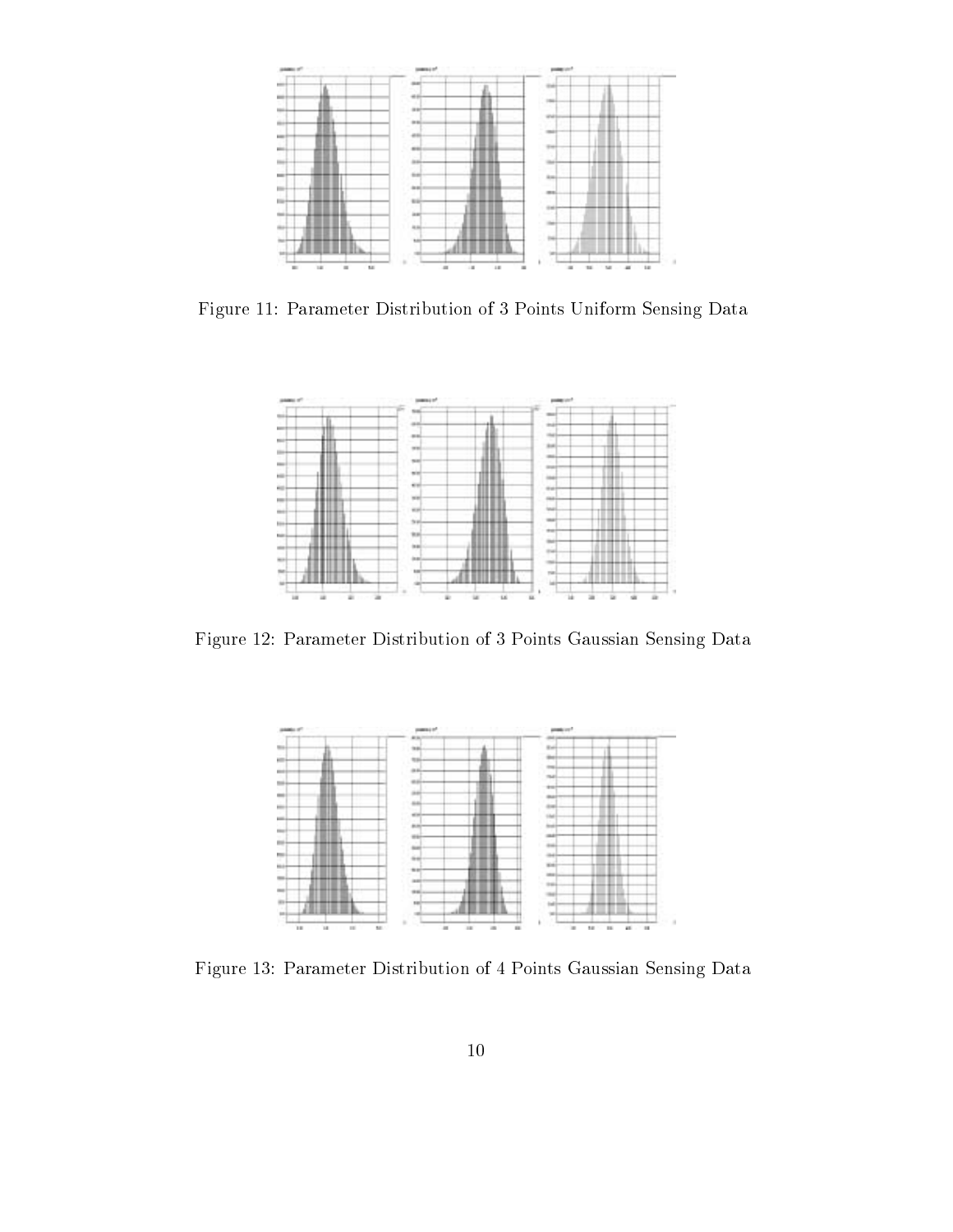Figure 11: Parameter Distribution of 3 Points Uniform Sensing Data

Figure 12: Parameter Distribution of 3 Points Gaussian Sensing Data

Figure 13: Parameter Distribution of 4 Points Gaussian Sensing Data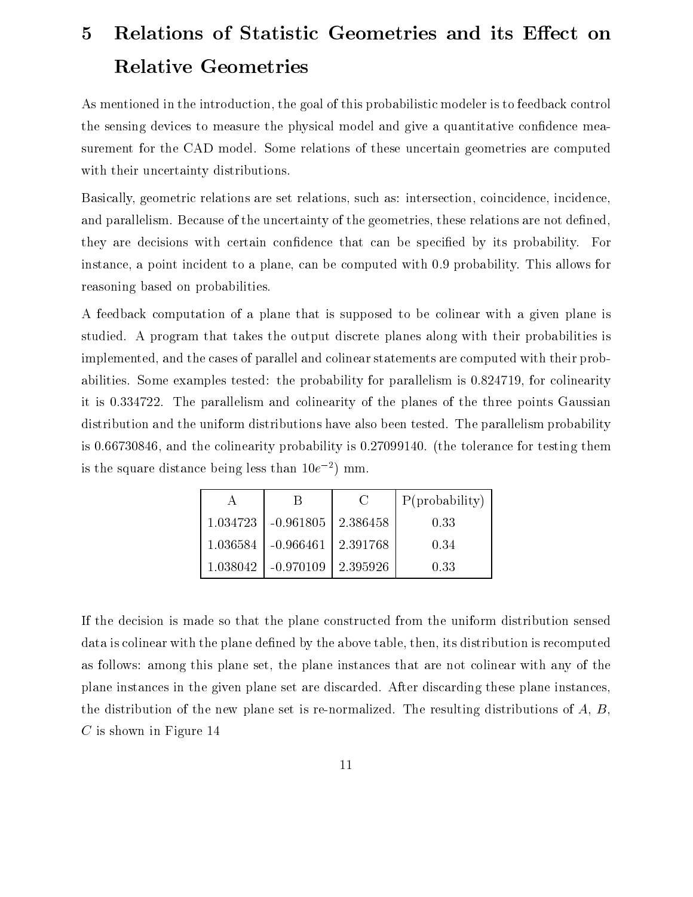# 5 Relations of Statistic Geometries and its Effect on Relative Geometries

As mentioned in the introduction, the goal of this probabilistic modeler is to feedback control the sensing devices to measure the physical model and give a quantitative confidence measurement for the CAD model. Some relations of these uncertain geometries are computed with their uncertainty distributions.

Basically, geometric relations are set relations, such as: intersection, coincidence, incidence, and parallelism. Because of the uncertainty of the geometries, these relations are not defined, they are decisions with certain confidence that can be specified by its probability. For instance, a point incident to a plane, can be computed with 0.9 probability. This allows for reasoning based on probabilities.

A feedback computation of a plane that is supposed to be colinear with a given plane is studied. A program that takes the output discrete planes along with their probabilities is implemented, and the cases of parallel and colinear statements are computed with their probabilities. Some examples tested: the probability for parallelism is 0.824719, for colinearity it is 0.334722. The parallelism and colinearity of the planes of the three points Gaussian distribution and the uniform distributions have also been tested. The parallelism probability is 0.66730846, and the colinearity probability is 0.27099140. (the tolerance for testing them is the square distance being less than $10e^{-2}$) mm.

| A | B | C | P(probability) |
|---|---|---|---|
| 1.034723 | -0.961805 | 2.386458 | 0.33 |
| 1.036584 | -0.966461 | 2.391768 | 0.34 |
| 1.038042 | -0.970109 | 2.395926 | 0.33 |

If the decision is made so that the plane constructed from the uniform distribution sensed data is colinear with the plane defined by the above table, then, its distribution is recomputed as follows: among this plane set, the plane instances that are not colinear with any of the plane instances in the given plane set are discarded. After discarding these plane instances, the distribution of the new plane set is re-normalized. The resulting distributions of $A$, $B$, $C$ is shown in Figure 14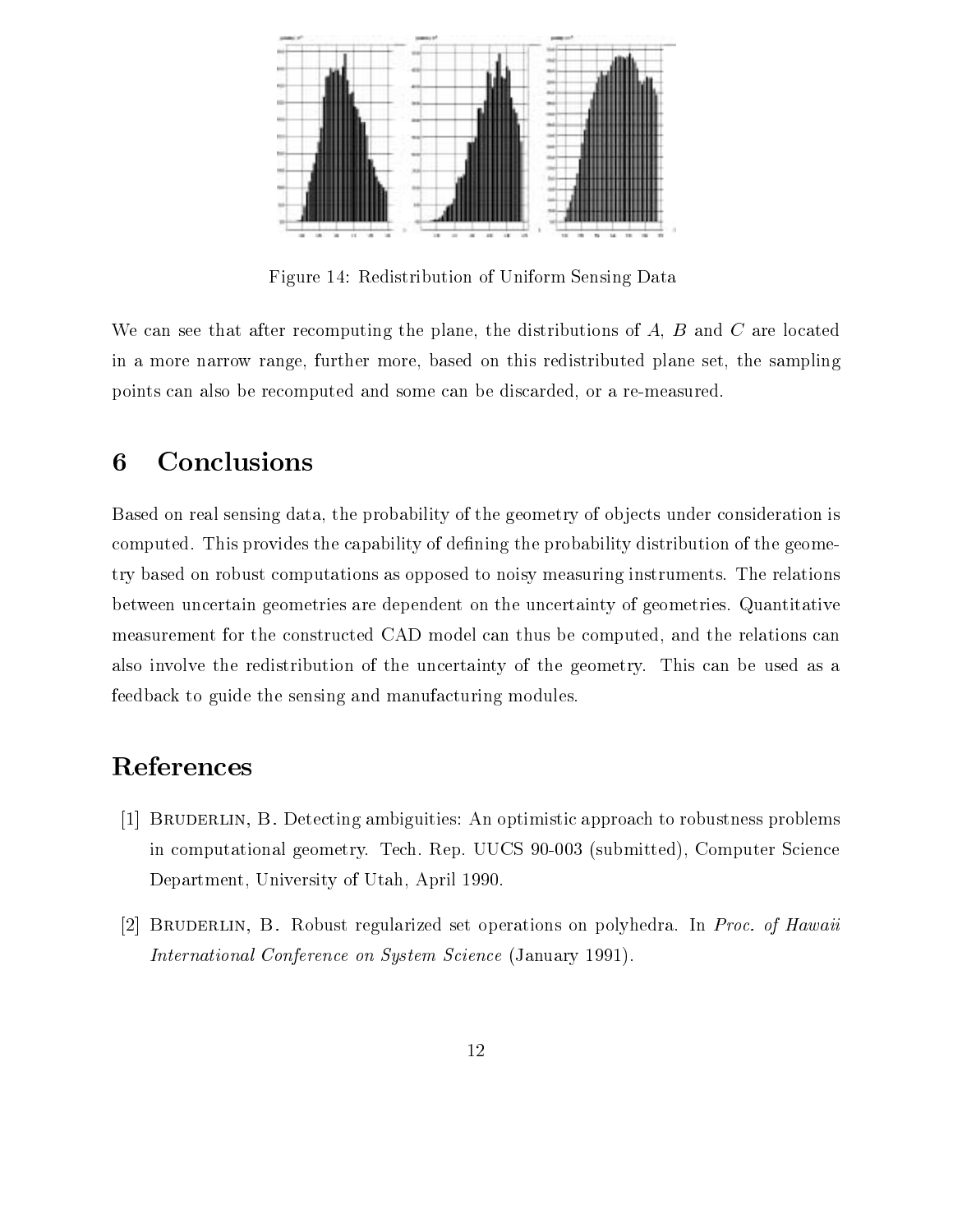Figure 14: Redistribution of Uniform Sensing Data

We can see that after recomputing the plane, the distributions of $A$, $B$ and $C$ are located in a more narrow range, further more, based on this redistributed plane set, the sampling points can also be recomputed and some can be discarded, or a re-measured.

# 6 Conclusions

Based on real sensing data, the probability of the geometry of objects under consideration is computed. This provides the capability of defining the probability distribution of the geometry based on robust computations as opposed to noisy measuring instruments. The relations between uncertain geometries are dependent on the uncertainty of geometries. Quantitative measurement for the constructed CAD model can thus be computed, and the relations can also involve the redistribution of the uncertainty of the geometry. This can be used as a feedback to guide the sensing and manufacturing modules.

# References

[1] Bruderlin, B. Detecting ambiguities: An optimistic approach to robustness problems in computational geometry. Tech. Rep. UUCS 90-003 (submitted), Computer Science Department, University of Utah, April 1990.

[2] Bruderlin, B. Robust regularized set operations on polyhedra. In *Proc. of Hawaii International Conference on System Science* (January 1991).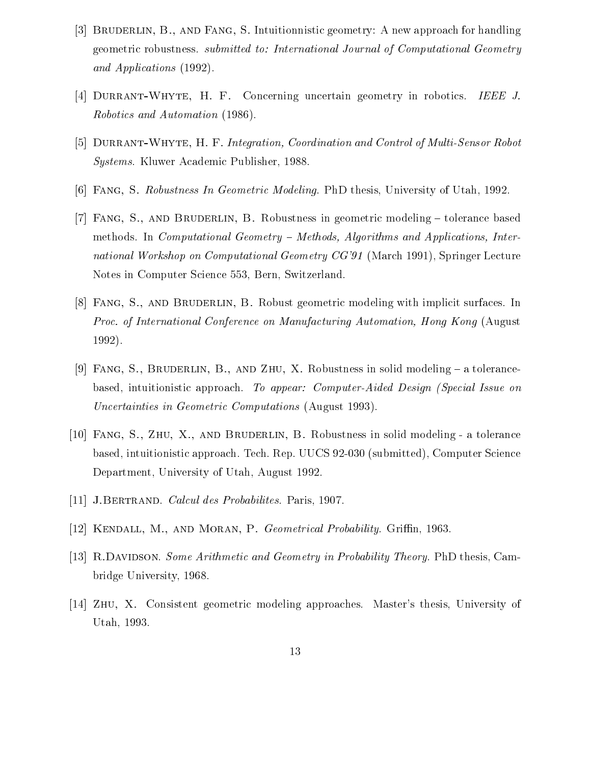[3] Bruderlin, B., and Fang, S. Intuitionnistic geometry: A new approach for handling geometric robustness. *submitted to: International Journal of Computational Geometry and Applications* (1992).

[4] Durrant-Whyte, H. F. Concerning uncertain geometry in robotics. *IEEE J. Robotics and Automation* (1986).

[5] Durrant-Whyte, H. F. *Integration, Coordination and Control of Multi-Sensor Robot Systems*. Kluwer Academic Publisher, 1988.

[6] Fang, S. *Robustness In Geometric Modeling*. PhD thesis, University of Utah, 1992.

[7] Fang, S., and Bruderlin, B. Robustness in geometric modeling – tolerance based methods. In *Computational Geometry – Methods, Algorithms and Applications, International Workshop on Computational Geometry CG'91* (March 1991), Springer Lecture Notes in Computer Science 553, Bern, Switzerland.

[8] Fang, S., and Bruderlin, B. Robust geometric modeling with implicit surfaces. In *Proc. of International Conference on Manufacturing Automation, Hong Kong* (August 1992).

[9] Fang, S., Bruderlin, B., and Zhu, X. Robustness in solid modeling – a tolerance-based, intuitionistic approach. *To appear: Computer-Aided Design (Special Issue on Uncertainties in Geometric Computations* (August 1993).

[10] Fang, S., Zhu, X., and Bruderlin, B. Robustness in solid modeling - a tolerance based, intuitionistic approach. Tech. Rep. UUCS 92-030 (submitted), Computer Science Department, University of Utah, August 1992.

[11] J.Bertrand. *Calcul des Probabilites*. Paris, 1907.

[12] Kendall, M., and Moran, P. *Geometrical Probability*. Griffin, 1963.

[13] R.Davidson. *Some Arithmetic and Geometry in Probability Theory*. PhD thesis, Cambridge University, 1968.

[14] Zhu, X. Consistent geometric modeling approaches. Master's thesis, University of Utah, 1993.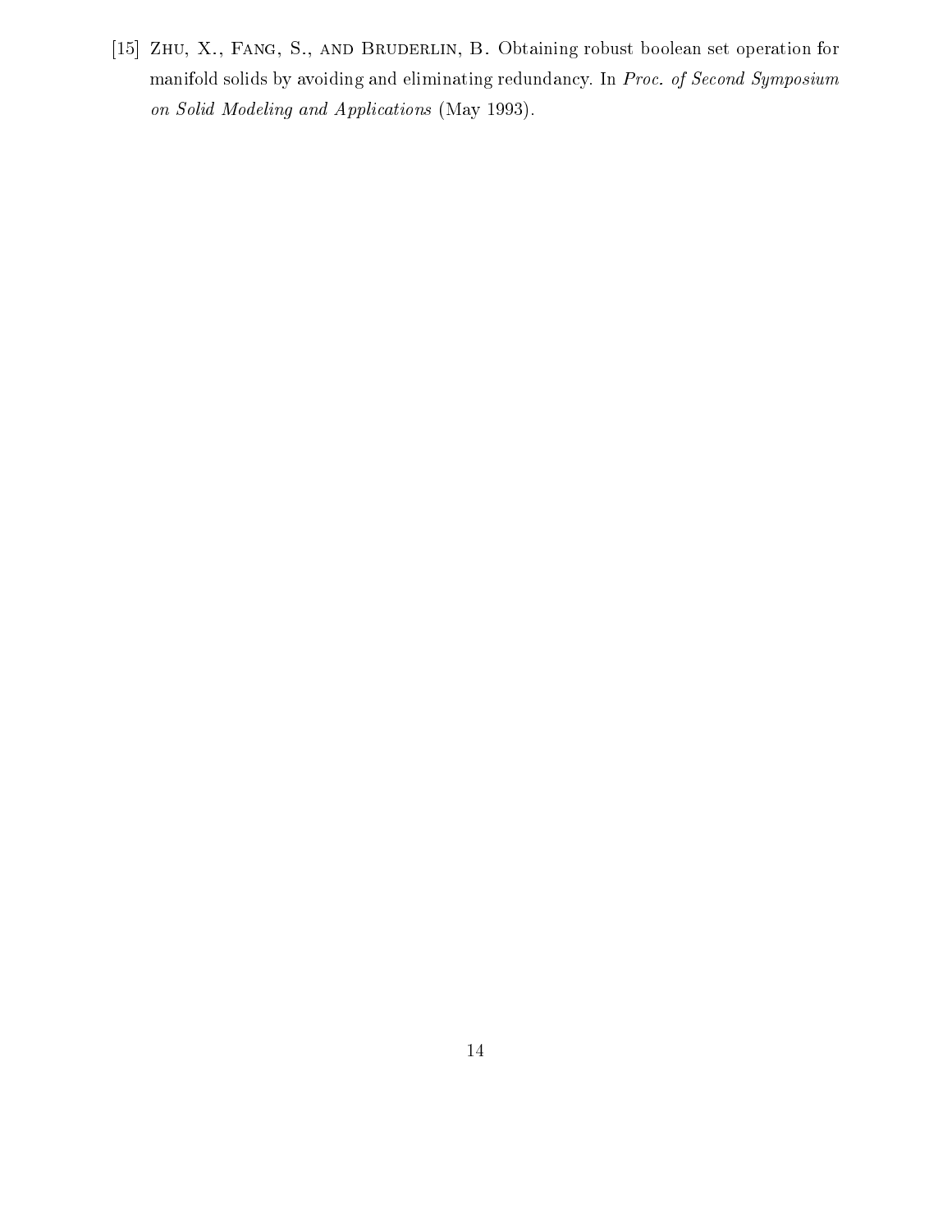[15] Zhu, X., Fang, S., and Bruderlin, B. Obtaining robust boolean set operation for manifold solids by avoiding and eliminating redundancy. In *Proc. of Second Symposium on Solid Modeling and Applications* (May 1993).